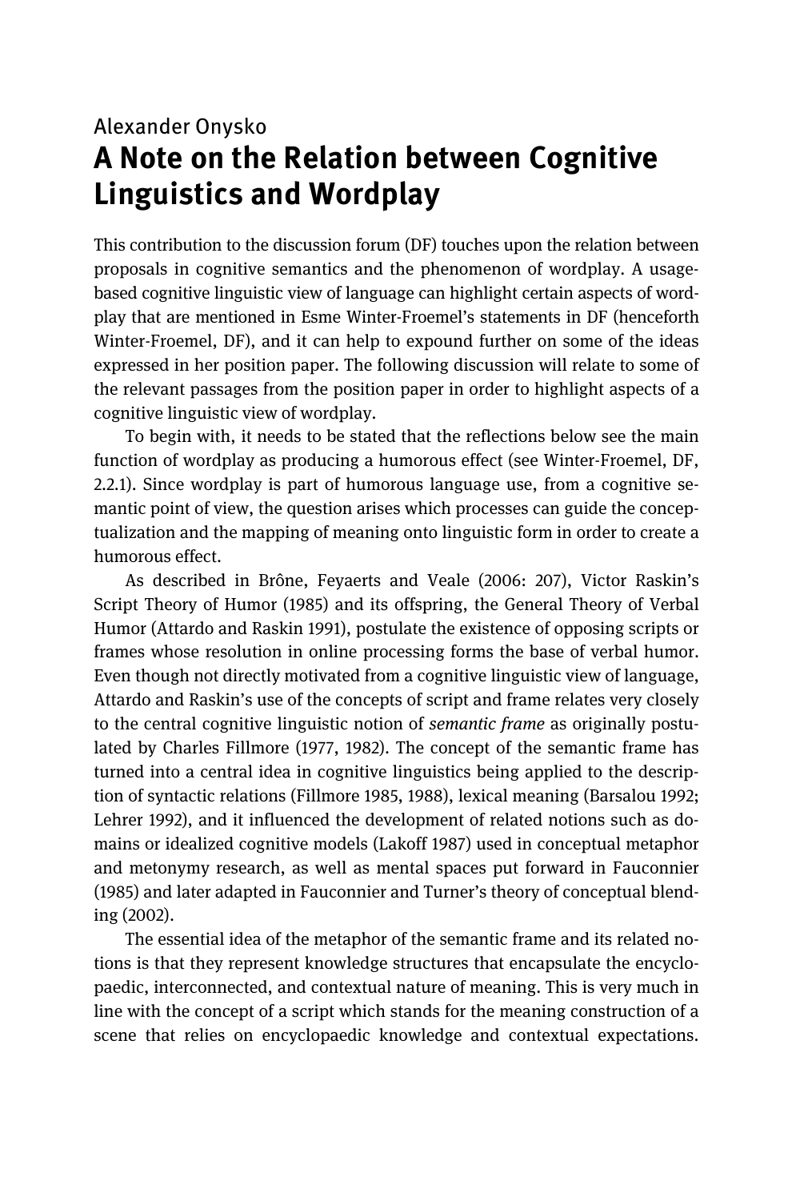Alexander Onysko

# A Note on the Relation between Cognitive Linguistics and Wordplay

This contribution to the discussion forum (DF) touches upon the relation between proposals in cognitive semantics and the phenomenon of wordplay. A usage-based cognitive linguistic view of language can highlight certain aspects of wordplay that are mentioned in Esme Winter-Froemel's statements in DF (henceforth Winter-Froemel, DF), and it can help to expound further on some of the ideas expressed in her position paper. The following discussion will relate to some of the relevant passages from the position paper in order to highlight aspects of a cognitive linguistic view of wordplay.

To begin with, it needs to be stated that the reflections below see the main function of wordplay as producing a humorous effect (see Winter-Froemel, DF, 2.2.1). Since wordplay is part of humorous language use, from a cognitive semantic point of view, the question arises which processes can guide the conceptualization and the mapping of meaning onto linguistic form in order to create a humorous effect.

As described in Brône, Feyaerts and Veale (2006: 207), Victor Raskin's Script Theory of Humor (1985) and its offspring, the General Theory of Verbal Humor (Attardo and Raskin 1991), postulate the existence of opposing scripts or frames whose resolution in online processing forms the base of verbal humor. Even though not directly motivated from a cognitive linguistic view of language, Attardo and Raskin's use of the concepts of script and frame relates very closely to the central cognitive linguistic notion of *semantic frame* as originally postulated by Charles Fillmore (1977, 1982). The concept of the semantic frame has turned into a central idea in cognitive linguistics being applied to the description of syntactic relations (Fillmore 1985, 1988), lexical meaning (Barsalou 1992; Lehrer 1992), and it influenced the development of related notions such as domains or idealized cognitive models (Lakoff 1987) used in conceptual metaphor and metonymy research, as well as mental spaces put forward in Fauconnier (1985) and later adapted in Fauconnier and Turner's theory of conceptual blending (2002).

The essential idea of the metaphor of the semantic frame and its related notions is that they represent knowledge structures that encapsulate the encyclopaedic, interconnected, and contextual nature of meaning. This is very much in line with the concept of a script which stands for the meaning construction of a scene that relies on encyclopaedic knowledge and contextual expectations.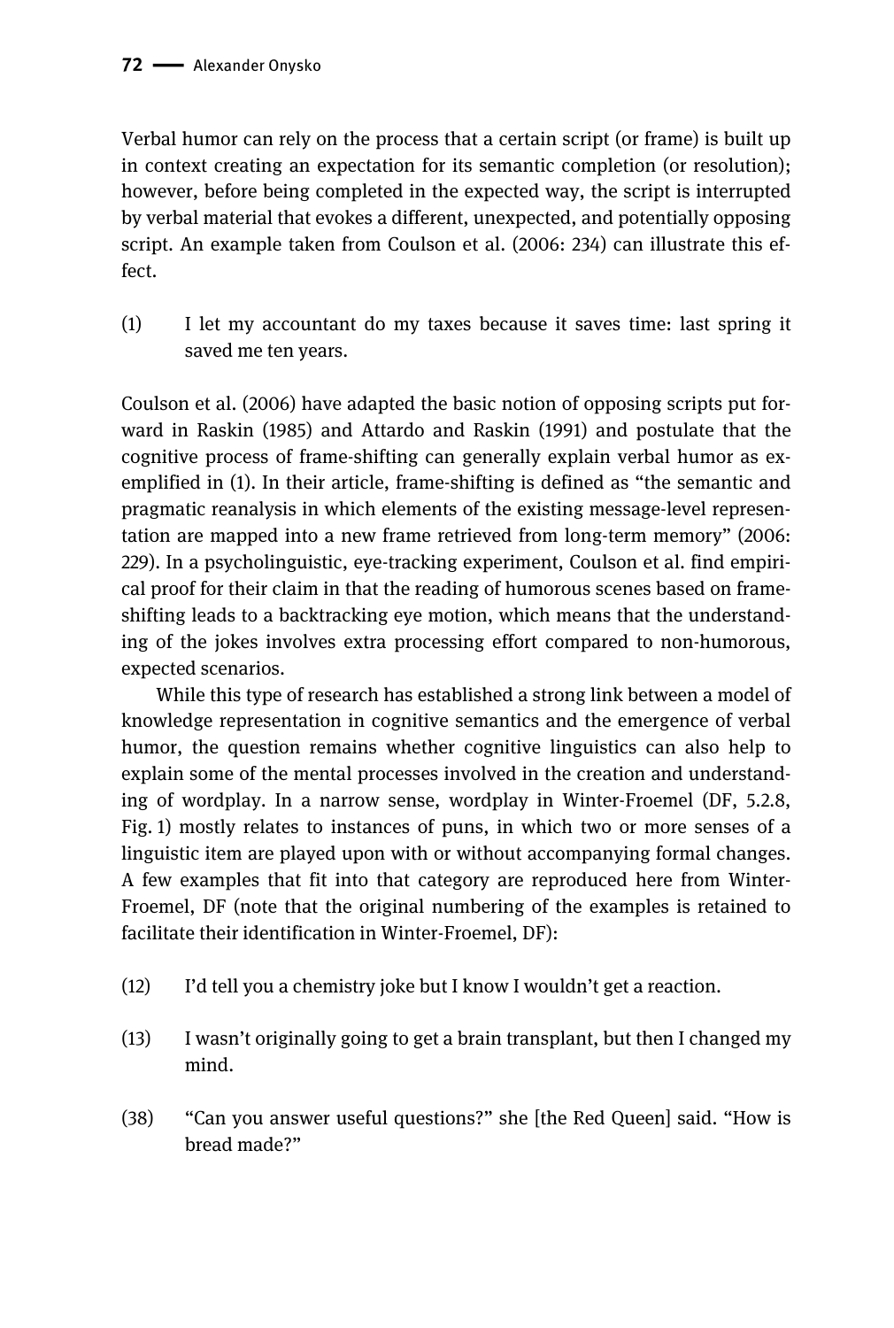Verbal humor can rely on the process that a certain script (or frame) is built up in context creating an expectation for its semantic completion (or resolution); however, before being completed in the expected way, the script is interrupted by verbal material that evokes a different, unexpected, and potentially opposing script. An example taken from Coulson et al. (2006: 234) can illustrate this effect.

(1) I let my accountant do my taxes because it saves time: last spring it saved me ten years.

Coulson et al. (2006) have adapted the basic notion of opposing scripts put forward in Raskin (1985) and Attardo and Raskin (1991) and postulate that the cognitive process of frame-shifting can generally explain verbal humor as exemplified in (1). In their article, frame-shifting is defined as "the semantic and pragmatic reanalysis in which elements of the existing message-level representation are mapped into a new frame retrieved from long-term memory" (2006: 229). In a psycholinguistic, eye-tracking experiment, Coulson et al. find empirical proof for their claim in that the reading of humorous scenes based on frame-shifting leads to a backtracking eye motion, which means that the understanding of the jokes involves extra processing effort compared to non-humorous, expected scenarios.

While this type of research has established a strong link between a model of knowledge representation in cognitive semantics and the emergence of verbal humor, the question remains whether cognitive linguistics can also help to explain some of the mental processes involved in the creation and understanding of wordplay. In a narrow sense, wordplay in Winter-Froemel (DF, 5.2.8, Fig. 1) mostly relates to instances of puns, in which two or more senses of a linguistic item are played upon with or without accompanying formal changes. A few examples that fit into that category are reproduced here from Winter-Froemel, DF (note that the original numbering of the examples is retained to facilitate their identification in Winter-Froemel, DF):

(12) I'd tell you a chemistry joke but I know I wouldn't get a reaction.

(13) I wasn't originally going to get a brain transplant, but then I changed my mind.

(38) "Can you answer useful questions?" she [the Red Queen] said. "How is bread made?"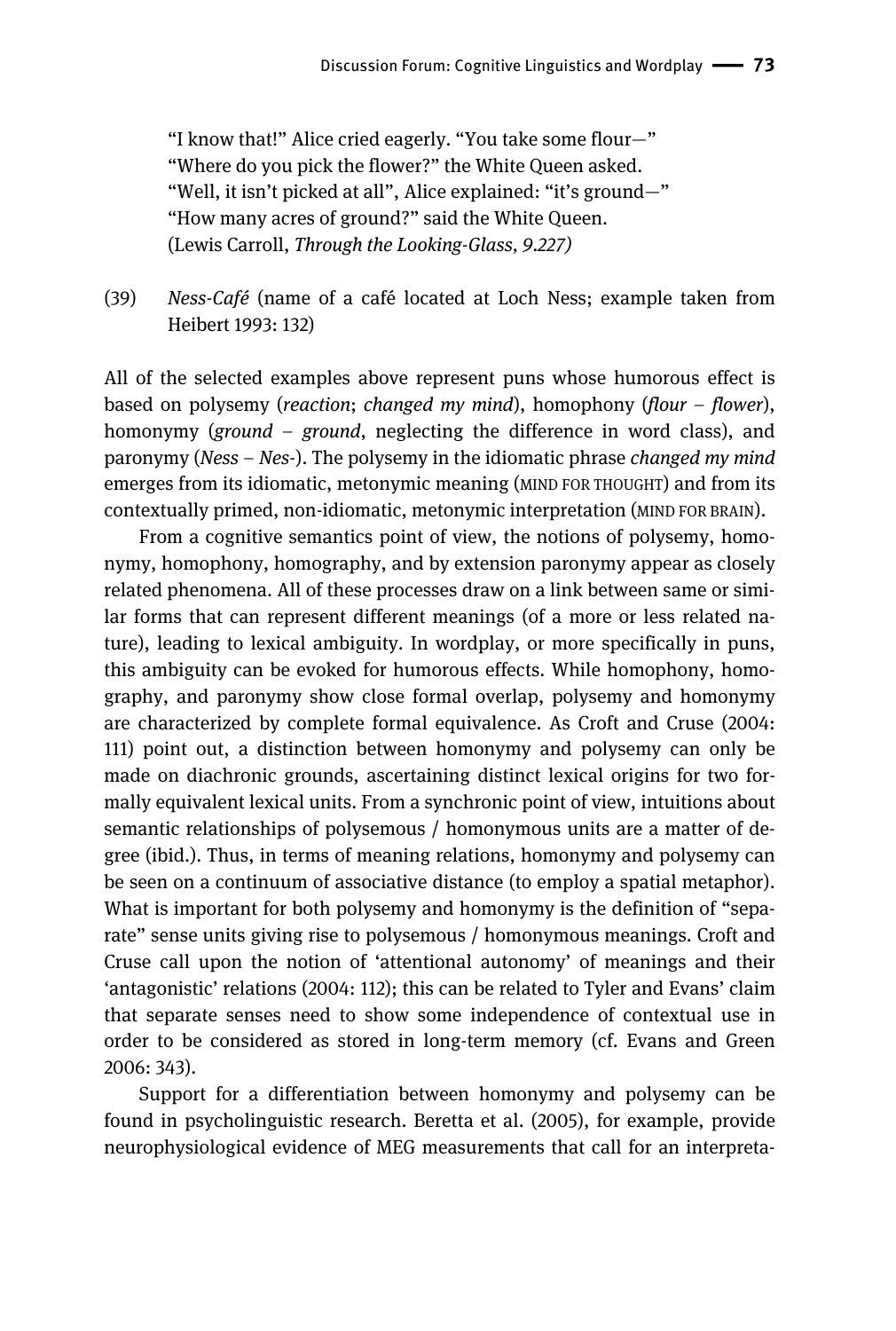"I know that!" Alice cried eagerly. "You take some flour—"
"Where do you pick the flower?" the White Queen asked.
"Well, it isn't picked at all", Alice explained: "it's ground—"
"How many acres of ground?" said the White Queen.
(Lewis Carroll, *Through the Looking-Glass, 9.227)*

(39) *Ness-Café* (name of a café located at Loch Ness; example taken from Heibert 1993: 132)

All of the selected examples above represent puns whose humorous effect is based on polysemy (*reaction*; *changed my mind*), homophony (*flour* – *flower*), homonymy (*ground* – *ground*, neglecting the difference in word class), and paronymy (*Ness* – *Nes-*). The polysemy in the idiomatic phrase *changed my mind* emerges from its idiomatic, metonymic meaning (MIND FOR THOUGHT) and from its contextually primed, non-idiomatic, metonymic interpretation (MIND FOR BRAIN).

From a cognitive semantics point of view, the notions of polysemy, homonymy, homophony, homography, and by extension paronymy appear as closely related phenomena. All of these processes draw on a link between same or similar forms that can represent different meanings (of a more or less related nature), leading to lexical ambiguity. In wordplay, or more specifically in puns, this ambiguity can be evoked for humorous effects. While homophony, homography, and paronymy show close formal overlap, polysemy and homonymy are characterized by complete formal equivalence. As Croft and Cruse (2004: 111) point out, a distinction between homonymy and polysemy can only be made on diachronic grounds, ascertaining distinct lexical origins for two formally equivalent lexical units. From a synchronic point of view, intuitions about semantic relationships of polysemous / homonymous units are a matter of degree (ibid.). Thus, in terms of meaning relations, homonymy and polysemy can be seen on a continuum of associative distance (to employ a spatial metaphor). What is important for both polysemy and homonymy is the definition of "separate" sense units giving rise to polysemous / homonymous meanings. Croft and Cruse call upon the notion of 'attentional autonomy' of meanings and their 'antagonistic' relations (2004: 112); this can be related to Tyler and Evans' claim that separate senses need to show some independence of contextual use in order to be considered as stored in long-term memory (cf. Evans and Green 2006: 343).

Support for a differentiation between homonymy and polysemy can be found in psycholinguistic research. Beretta et al. (2005), for example, provide neurophysiological evidence of MEG measurements that call for an interpreta-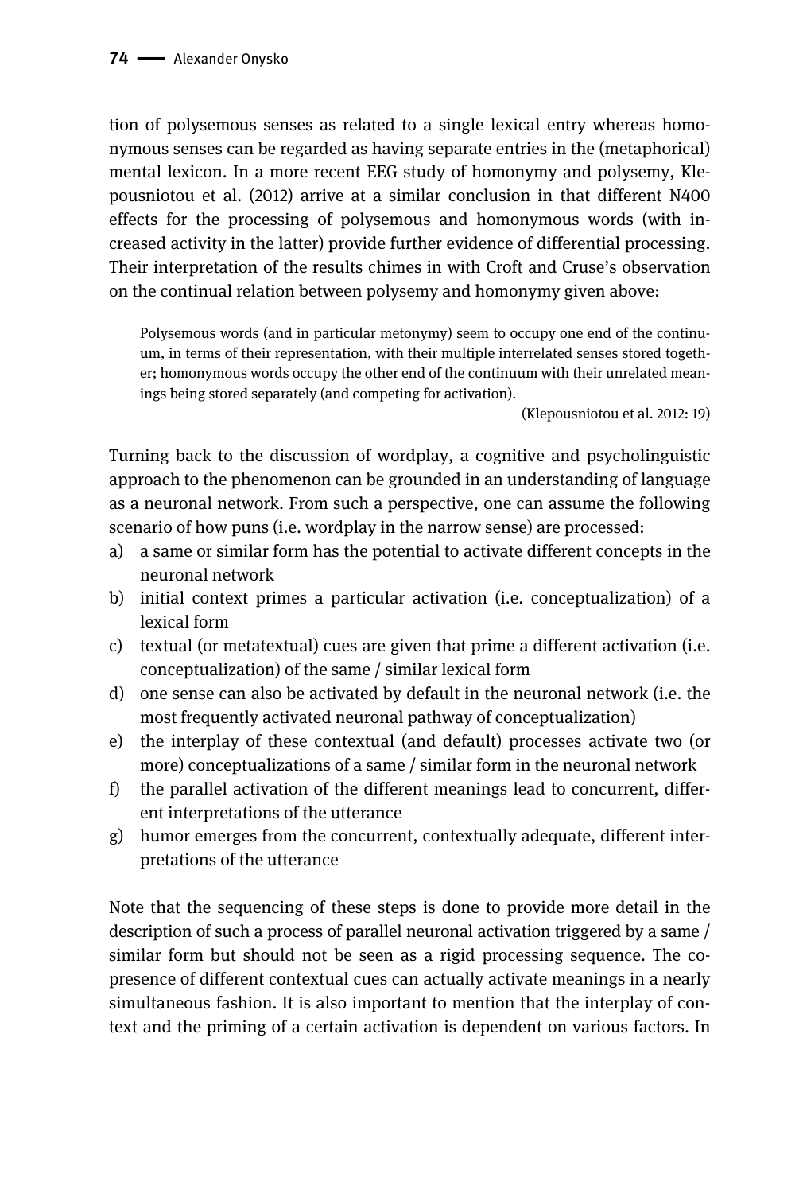tion of polysemous senses as related to a single lexical entry whereas homonymous senses can be regarded as having separate entries in the (metaphorical) mental lexicon. In a more recent EEG study of homonymy and polysemy, Klepousniotou et al. (2012) arrive at a similar conclusion in that different N400 effects for the processing of polysemous and homonymous words (with increased activity in the latter) provide further evidence of differential processing. Their interpretation of the results chimes in with Croft and Cruse's observation on the continual relation between polysemy and homonymy given above:

> Polysemous words (and in particular metonymy) seem to occupy one end of the continuum, in terms of their representation, with their multiple interrelated senses stored together; homonymous words occupy the other end of the continuum with their unrelated meanings being stored separately (and competing for activation).
>
> (Klepousniotou et al. 2012: 19)

Turning back to the discussion of wordplay, a cognitive and psycholinguistic approach to the phenomenon can be grounded in an understanding of language as a neuronal network. From such a perspective, one can assume the following scenario of how puns (i.e. wordplay in the narrow sense) are processed:

a) a same or similar form has the potential to activate different concepts in the neuronal network
b) initial context primes a particular activation (i.e. conceptualization) of a lexical form
c) textual (or metatextual) cues are given that prime a different activation (i.e. conceptualization) of the same / similar lexical form
d) one sense can also be activated by default in the neuronal network (i.e. the most frequently activated neuronal pathway of conceptualization)
e) the interplay of these contextual (and default) processes activate two (or more) conceptualizations of a same / similar form in the neuronal network
f) the parallel activation of the different meanings lead to concurrent, different interpretations of the utterance
g) humor emerges from the concurrent, contextually adequate, different interpretations of the utterance

Note that the sequencing of these steps is done to provide more detail in the description of such a process of parallel neuronal activation triggered by a same / similar form but should not be seen as a rigid processing sequence. The copresence of different contextual cues can actually activate meanings in a nearly simultaneous fashion. It is also important to mention that the interplay of context and the priming of a certain activation is dependent on various factors. In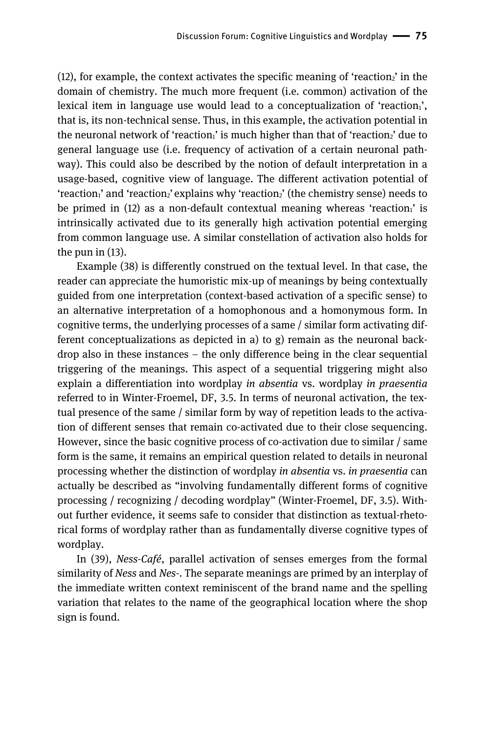(12), for example, the context activates the specific meaning of 'reaction$_2$' in the domain of chemistry. The much more frequent (i.e. common) activation of the lexical item in language use would lead to a conceptualization of 'reaction$_1$', that is, its non-technical sense. Thus, in this example, the activation potential in the neuronal network of 'reaction$_1$' is much higher than that of 'reaction$_2$' due to general language use (i.e. frequency of activation of a certain neuronal pathway). This could also be described by the notion of default interpretation in a usage-based, cognitive view of language. The different activation potential of 'reaction$_1$' and 'reaction$_2$' explains why 'reaction$_2$' (the chemistry sense) needs to be primed in (12) as a non-default contextual meaning whereas 'reaction$_1$' is intrinsically activated due to its generally high activation potential emerging from common language use. A similar constellation of activation also holds for the pun in (13).

Example (38) is differently construed on the textual level. In that case, the reader can appreciate the humoristic mix-up of meanings by being contextually guided from one interpretation (context-based activation of a specific sense) to an alternative interpretation of a homophonous and a homonymous form. In cognitive terms, the underlying processes of a same / similar form activating different conceptualizations as depicted in a) to g) remain as the neuronal backdrop also in these instances – the only difference being in the clear sequential triggering of the meanings. This aspect of a sequential triggering might also explain a differentiation into wordplay *in absentia* vs. wordplay *in praesentia* referred to in Winter-Froemel, DF, 3.5. In terms of neuronal activation, the textual presence of the same / similar form by way of repetition leads to the activation of different senses that remain co-activated due to their close sequencing. However, since the basic cognitive process of co-activation due to similar / same form is the same, it remains an empirical question related to details in neuronal processing whether the distinction of wordplay *in absentia* vs. *in praesentia* can actually be described as "involving fundamentally different forms of cognitive processing / recognizing / decoding wordplay" (Winter-Froemel, DF, 3.5). Without further evidence, it seems safe to consider that distinction as textual-rhetorical forms of wordplay rather than as fundamentally diverse cognitive types of wordplay.

In (39), *Ness-Café*, parallel activation of senses emerges from the formal similarity of *Ness* and *Nes-*. The separate meanings are primed by an interplay of the immediate written context reminiscent of the brand name and the spelling variation that relates to the name of the geographical location where the shop sign is found.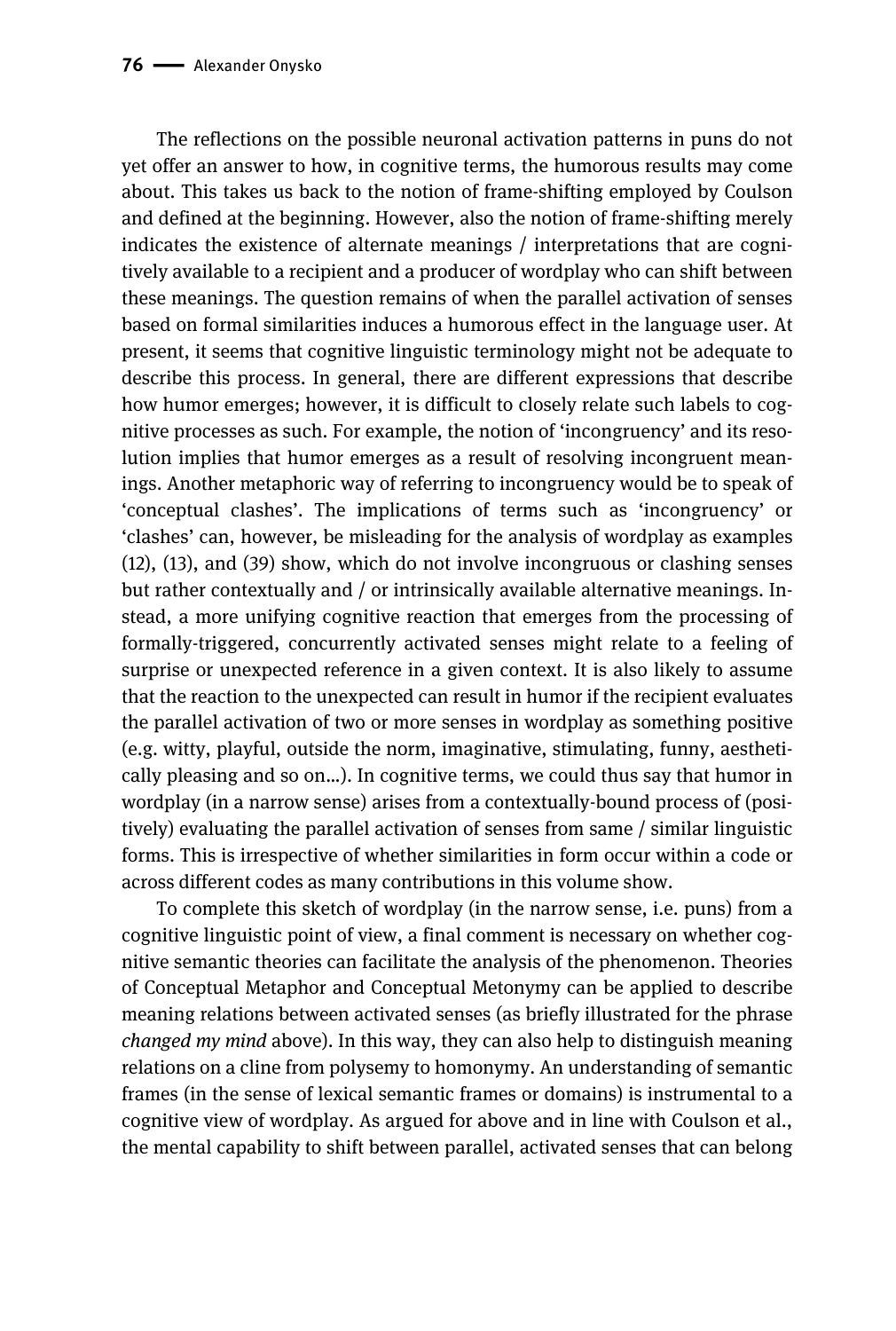The reflections on the possible neuronal activation patterns in puns do not yet offer an answer to how, in cognitive terms, the humorous results may come about. This takes us back to the notion of frame-shifting employed by Coulson and defined at the beginning. However, also the notion of frame-shifting merely indicates the existence of alternate meanings / interpretations that are cognitively available to a recipient and a producer of wordplay who can shift between these meanings. The question remains of when the parallel activation of senses based on formal similarities induces a humorous effect in the language user. At present, it seems that cognitive linguistic terminology might not be adequate to describe this process. In general, there are different expressions that describe how humor emerges; however, it is difficult to closely relate such labels to cognitive processes as such. For example, the notion of 'incongruency' and its resolution implies that humor emerges as a result of resolving incongruent meanings. Another metaphoric way of referring to incongruency would be to speak of 'conceptual clashes'. The implications of terms such as 'incongruency' or 'clashes' can, however, be misleading for the analysis of wordplay as examples (12), (13), and (39) show, which do not involve incongruous or clashing senses but rather contextually and / or intrinsically available alternative meanings. Instead, a more unifying cognitive reaction that emerges from the processing of formally-triggered, concurrently activated senses might relate to a feeling of surprise or unexpected reference in a given context. It is also likely to assume that the reaction to the unexpected can result in humor if the recipient evaluates the parallel activation of two or more senses in wordplay as something positive (e.g. witty, playful, outside the norm, imaginative, stimulating, funny, aesthetically pleasing and so on…). In cognitive terms, we could thus say that humor in wordplay (in a narrow sense) arises from a contextually-bound process of (positively) evaluating the parallel activation of senses from same / similar linguistic forms. This is irrespective of whether similarities in form occur within a code or across different codes as many contributions in this volume show.

To complete this sketch of wordplay (in the narrow sense, i.e. puns) from a cognitive linguistic point of view, a final comment is necessary on whether cognitive semantic theories can facilitate the analysis of the phenomenon. Theories of Conceptual Metaphor and Conceptual Metonymy can be applied to describe meaning relations between activated senses (as briefly illustrated for the phrase *changed my mind* above). In this way, they can also help to distinguish meaning relations on a cline from polysemy to homonymy. An understanding of semantic frames (in the sense of lexical semantic frames or domains) is instrumental to a cognitive view of wordplay. As argued for above and in line with Coulson et al., the mental capability to shift between parallel, activated senses that can belong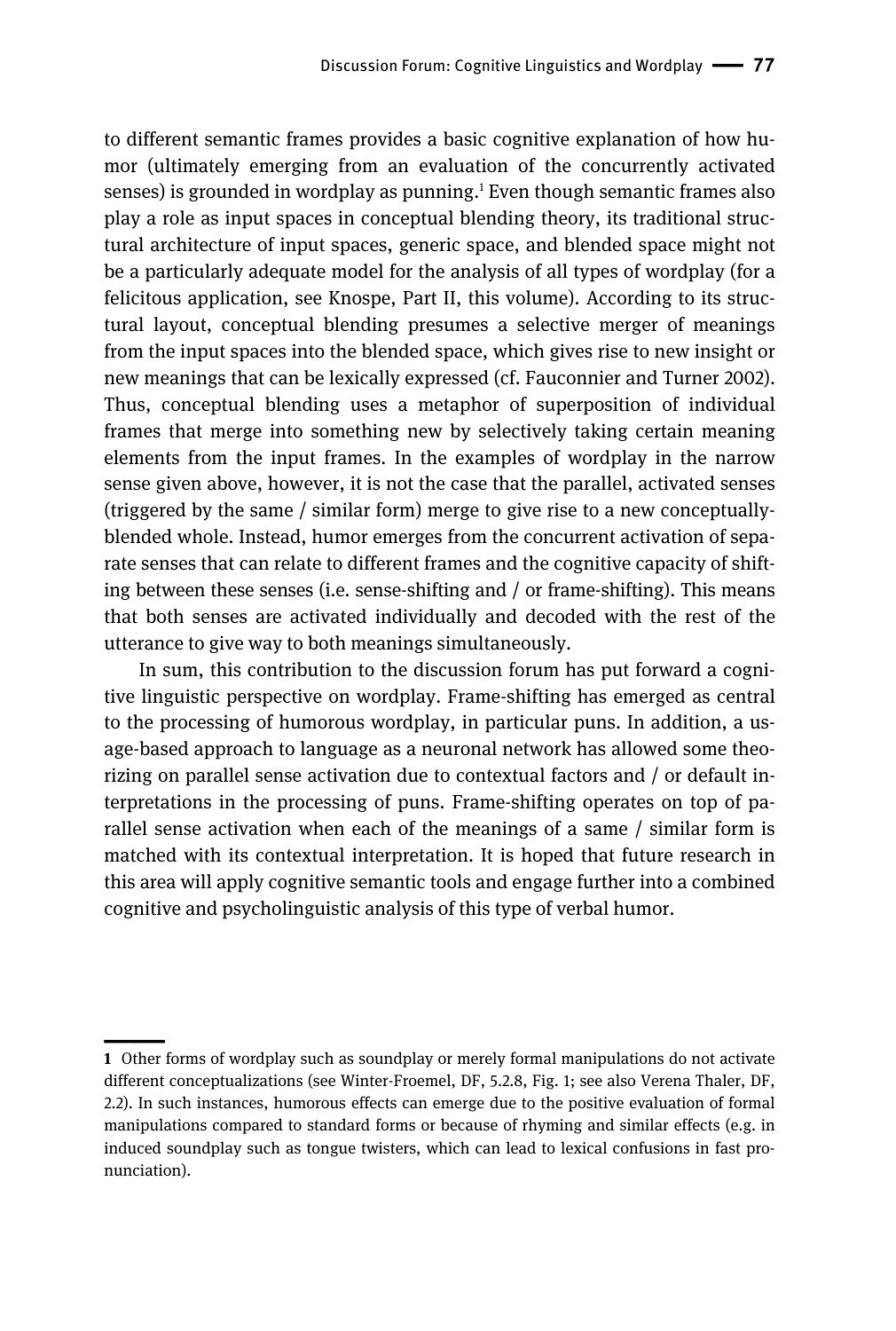to different semantic frames provides a basic cognitive explanation of how humor (ultimately emerging from an evaluation of the concurrently activated senses) is grounded in wordplay as punning.[1] Even though semantic frames also play a role as input spaces in conceptual blending theory, its traditional structural architecture of input spaces, generic space, and blended space might not be a particularly adequate model for the analysis of all types of wordplay (for a felicitous application, see Knospe, Part II, this volume). According to its structural layout, conceptual blending presumes a selective merger of meanings from the input spaces into the blended space, which gives rise to new insight or new meanings that can be lexically expressed (cf. Fauconnier and Turner 2002). Thus, conceptual blending uses a metaphor of superposition of individual frames that merge into something new by selectively taking certain meaning elements from the input frames. In the examples of wordplay in the narrow sense given above, however, it is not the case that the parallel, activated senses (triggered by the same / similar form) merge to give rise to a new conceptually-blended whole. Instead, humor emerges from the concurrent activation of separate senses that can relate to different frames and the cognitive capacity of shifting between these senses (i.e. sense-shifting and / or frame-shifting). This means that both senses are activated individually and decoded with the rest of the utterance to give way to both meanings simultaneously.

In sum, this contribution to the discussion forum has put forward a cognitive linguistic perspective on wordplay. Frame-shifting has emerged as central to the processing of humorous wordplay, in particular puns. In addition, a usage-based approach to language as a neuronal network has allowed some theorizing on parallel sense activation due to contextual factors and / or default interpretations in the processing of puns. Frame-shifting operates on top of parallel sense activation when each of the meanings of a same / similar form is matched with its contextual interpretation. It is hoped that future research in this area will apply cognitive semantic tools and engage further into a combined cognitive and psycholinguistic analysis of this type of verbal humor.

---

**1** Other forms of wordplay such as soundplay or merely formal manipulations do not activate different conceptualizations (see Winter-Froemel, DF, 5.2.8, Fig. 1; see also Verena Thaler, DF, 2.2). In such instances, humorous effects can emerge due to the positive evaluation of formal manipulations compared to standard forms or because of rhyming and similar effects (e.g. in induced soundplay such as tongue twisters, which can lead to lexical confusions in fast pronunciation).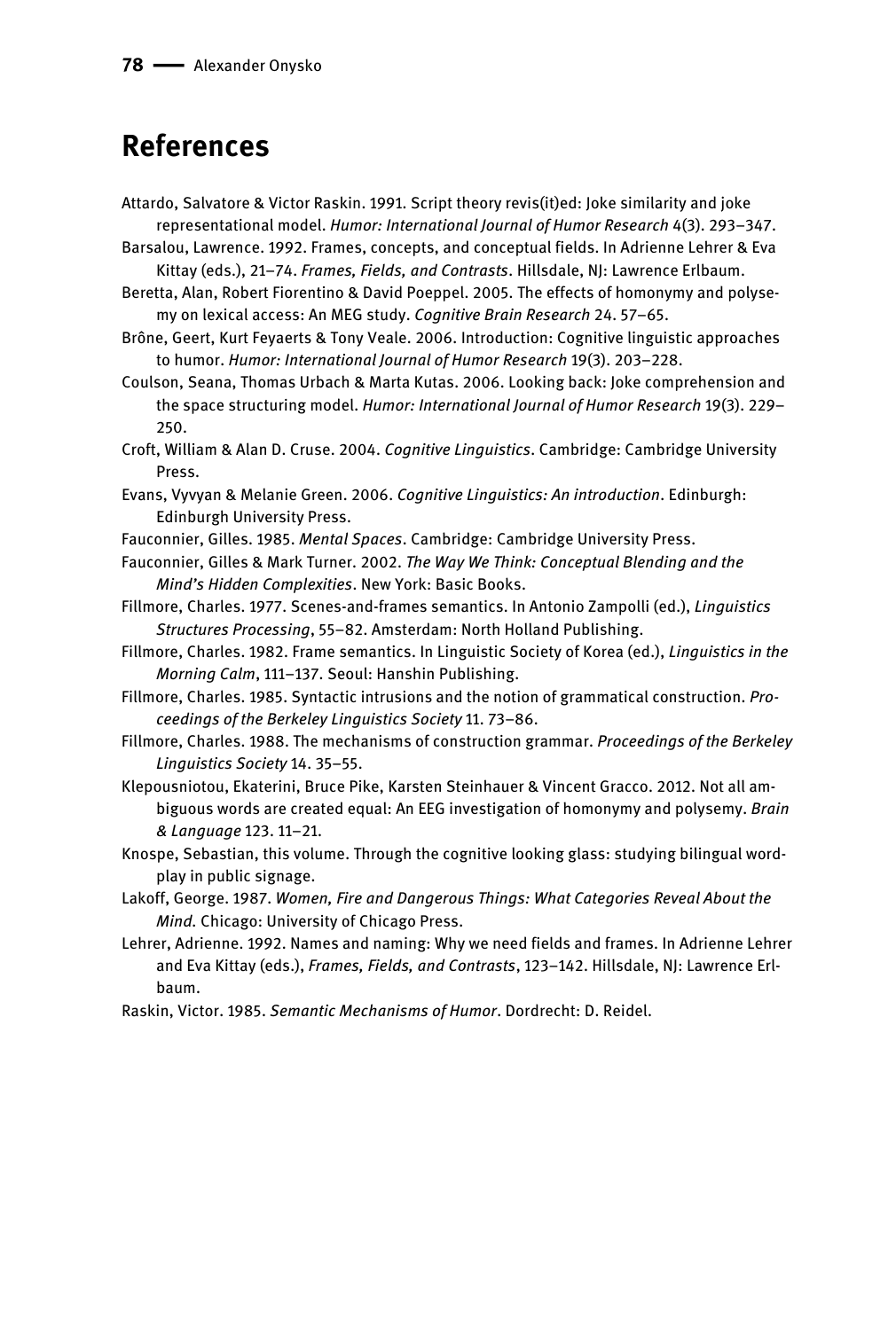## References

Attardo, Salvatore & Victor Raskin. 1991. Script theory revis(it)ed: Joke similarity and joke representational model. *Humor: International Journal of Humor Research* 4(3). 293–347.

Barsalou, Lawrence. 1992. Frames, concepts, and conceptual fields. In Adrienne Lehrer & Eva Kittay (eds.), 21–74. *Frames, Fields, and Contrasts*. Hillsdale, NJ: Lawrence Erlbaum.

Beretta, Alan, Robert Fiorentino & David Poeppel. 2005. The effects of homonymy and polysemy on lexical access: An MEG study. *Cognitive Brain Research* 24. 57–65.

Brône, Geert, Kurt Feyaerts & Tony Veale. 2006. Introduction: Cognitive linguistic approaches to humor. *Humor: International Journal of Humor Research* 19(3). 203–228.

Coulson, Seana, Thomas Urbach & Marta Kutas. 2006. Looking back: Joke comprehension and the space structuring model. *Humor: International Journal of Humor Research* 19(3). 229–250.

Croft, William & Alan D. Cruse. 2004. *Cognitive Linguistics*. Cambridge: Cambridge University Press.

Evans, Vyvyan & Melanie Green. 2006. *Cognitive Linguistics: An introduction*. Edinburgh: Edinburgh University Press.

Fauconnier, Gilles. 1985. *Mental Spaces*. Cambridge: Cambridge University Press.

Fauconnier, Gilles & Mark Turner. 2002. *The Way We Think: Conceptual Blending and the Mind's Hidden Complexities*. New York: Basic Books.

Fillmore, Charles. 1977. Scenes-and-frames semantics. In Antonio Zampolli (ed.), *Linguistics Structures Processing*, 55–82. Amsterdam: North Holland Publishing.

Fillmore, Charles. 1982. Frame semantics. In Linguistic Society of Korea (ed.), *Linguistics in the Morning Calm*, 111–137. Seoul: Hanshin Publishing.

Fillmore, Charles. 1985. Syntactic intrusions and the notion of grammatical construction. *Proceedings of the Berkeley Linguistics Society* 11. 73–86.

Fillmore, Charles. 1988. The mechanisms of construction grammar. *Proceedings of the Berkeley Linguistics Society* 14. 35–55.

Klepousniotou, Ekaterini, Bruce Pike, Karsten Steinhauer & Vincent Gracco. 2012. Not all ambiguous words are created equal: An EEG investigation of homonymy and polysemy. *Brain & Language* 123. 11–21.

Knospe, Sebastian, this volume. Through the cognitive looking glass: studying bilingual wordplay in public signage.

Lakoff, George. 1987. *Women, Fire and Dangerous Things: What Categories Reveal About the Mind.* Chicago: University of Chicago Press.

Lehrer, Adrienne. 1992. Names and naming: Why we need fields and frames. In Adrienne Lehrer and Eva Kittay (eds.), *Frames, Fields, and Contrasts*, 123–142. Hillsdale, NJ: Lawrence Erlbaum.

Raskin, Victor. 1985. *Semantic Mechanisms of Humor*. Dordrecht: D. Reidel.